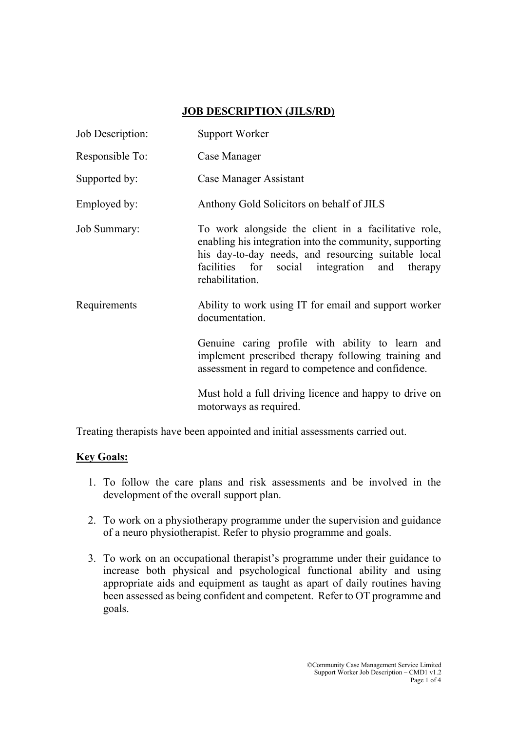# JOB DESCRIPTION (JILS/RD)

| | |
|---|---|
| Job Description: | Support Worker |
| Responsible To: | Case Manager |
| Supported by: | Case Manager Assistant |
| Employed by: | Anthony Gold Solicitors on behalf of JILS |
| Job Summary: | To work alongside the client in a facilitative role, enabling his integration into the community, supporting his day-to-day needs, and resourcing suitable local facilities for social integration and therapy rehabilitation. |
| Requirements | Ability to work using IT for email and support worker documentation.<br><br>Genuine caring profile with ability to learn and implement prescribed therapy following training and assessment in regard to competence and confidence.<br><br>Must hold a full driving licence and happy to drive on motorways as required. |

Treating therapists have been appointed and initial assessments carried out.

## Key Goals:

1. To follow the care plans and risk assessments and be involved in the development of the overall support plan.

2. To work on a physiotherapy programme under the supervision and guidance of a neuro physiotherapist. Refer to physio programme and goals.

3. To work on an occupational therapist's programme under their guidance to increase both physical and psychological functional ability and using appropriate aids and equipment as taught as apart of daily routines having been assessed as being confident and competent. Refer to OT programme and goals.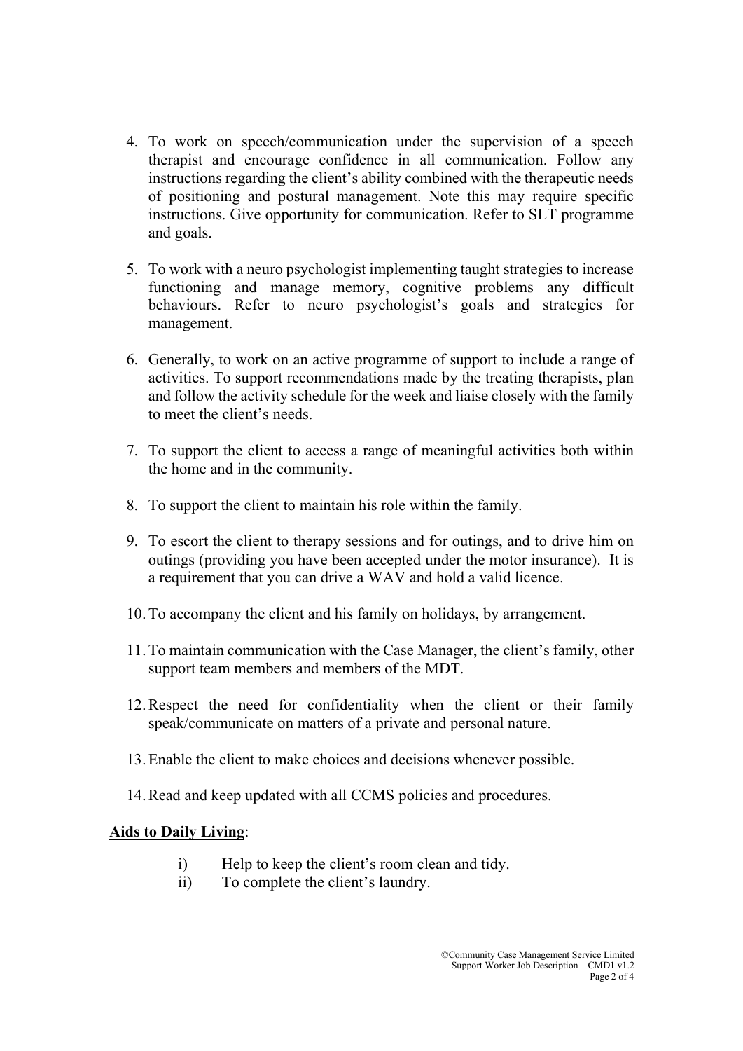4. To work on speech/communication under the supervision of a speech therapist and encourage confidence in all communication. Follow any instructions regarding the client's ability combined with the therapeutic needs of positioning and postural management. Note this may require specific instructions. Give opportunity for communication. Refer to SLT programme and goals.

5. To work with a neuro psychologist implementing taught strategies to increase functioning and manage memory, cognitive problems any difficult behaviours. Refer to neuro psychologist's goals and strategies for management.

6. Generally, to work on an active programme of support to include a range of activities. To support recommendations made by the treating therapists, plan and follow the activity schedule for the week and liaise closely with the family to meet the client's needs.

7. To support the client to access a range of meaningful activities both within the home and in the community.

8. To support the client to maintain his role within the family.

9. To escort the client to therapy sessions and for outings, and to drive him on outings (providing you have been accepted under the motor insurance). It is a requirement that you can drive a WAV and hold a valid licence.

10. To accompany the client and his family on holidays, by arrangement.

11. To maintain communication with the Case Manager, the client's family, other support team members and members of the MDT.

12. Respect the need for confidentiality when the client or their family speak/communicate on matters of a private and personal nature.

13. Enable the client to make choices and decisions whenever possible.

14. Read and keep updated with all CCMS policies and procedures.

**Aids to Daily Living**:

i) Help to keep the client's room clean and tidy.
ii) To complete the client's laundry.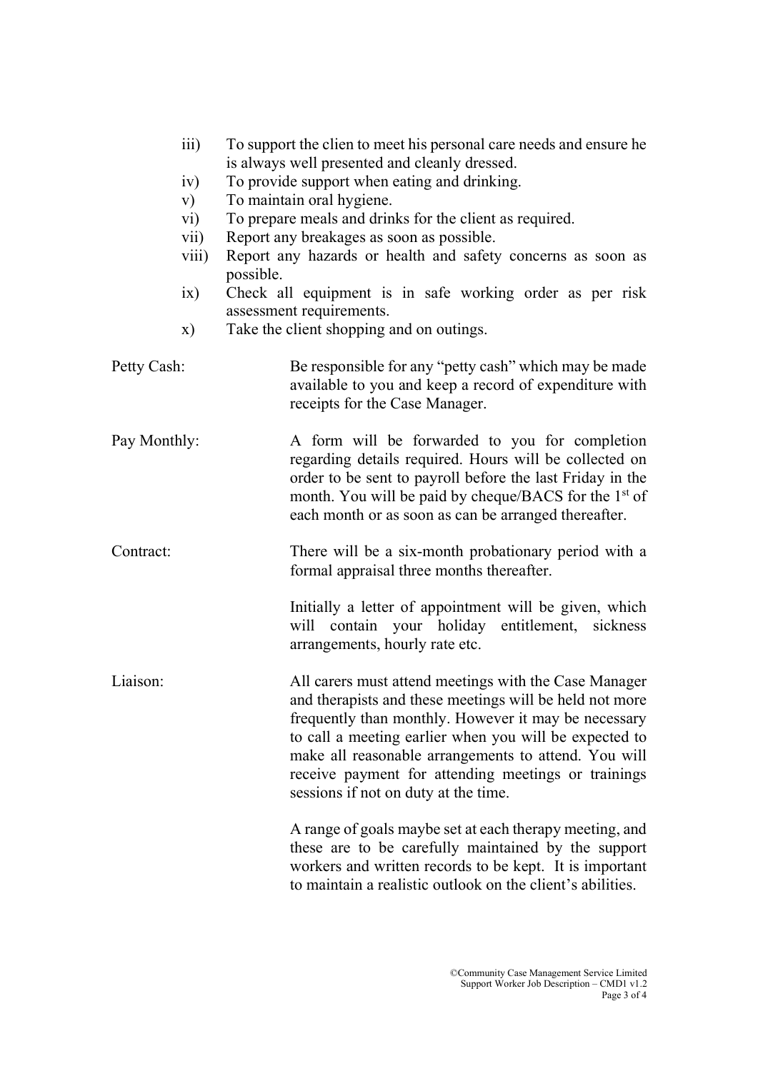iii) To support the clien to meet his personal care needs and ensure he is always well presented and cleanly dressed.
iv) To provide support when eating and drinking.
v) To maintain oral hygiene.
vi) To prepare meals and drinks for the client as required.
vii) Report any breakages as soon as possible.
viii) Report any hazards or health and safety concerns as soon as possible.
ix) Check all equipment is in safe working order as per risk assessment requirements.
x) Take the client shopping and on outings.

Petty Cash: Be responsible for any "petty cash" which may be made available to you and keep a record of expenditure with receipts for the Case Manager.

Pay Monthly: A form will be forwarded to you for completion regarding details required. Hours will be collected on order to be sent to payroll before the last Friday in the month. You will be paid by cheque/BACS for the 1st of each month or as soon as can be arranged thereafter.

Contract: There will be a six-month probationary period with a formal appraisal three months thereafter.

Initially a letter of appointment will be given, which will contain your holiday entitlement, sickness arrangements, hourly rate etc.

Liaison: All carers must attend meetings with the Case Manager and therapists and these meetings will be held not more frequently than monthly. However it may be necessary to call a meeting earlier when you will be expected to make all reasonable arrangements to attend. You will receive payment for attending meetings or trainings sessions if not on duty at the time.

A range of goals maybe set at each therapy meeting, and these are to be carefully maintained by the support workers and written records to be kept. It is important to maintain a realistic outlook on the client's abilities.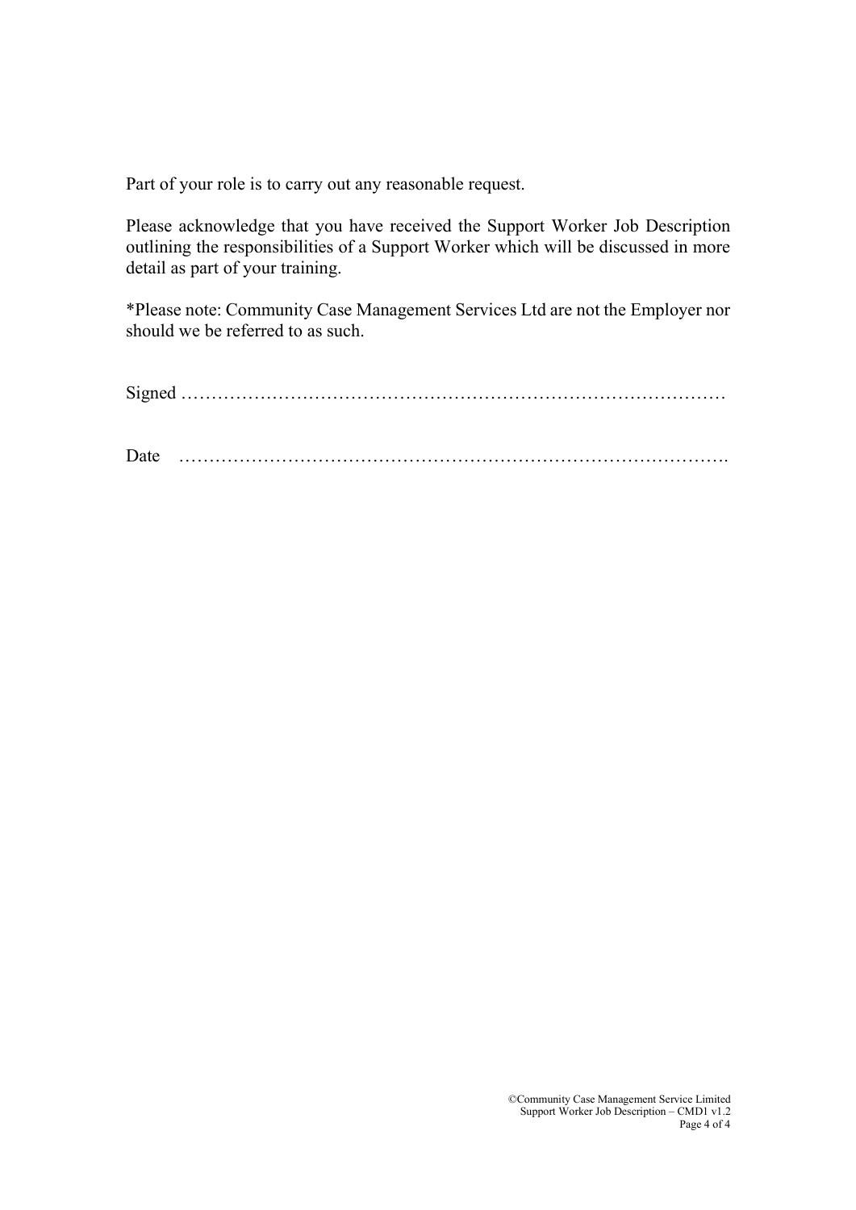Part of your role is to carry out any reasonable request.

Please acknowledge that you have received the Support Worker Job Description outlining the responsibilities of a Support Worker which will be discussed in more detail as part of your training.

*Please note: Community Case Management Services Ltd are not the Employer nor should we be referred to as such.

Signed ………………………………………………………………………………

Date ……………………………………………………………………………….